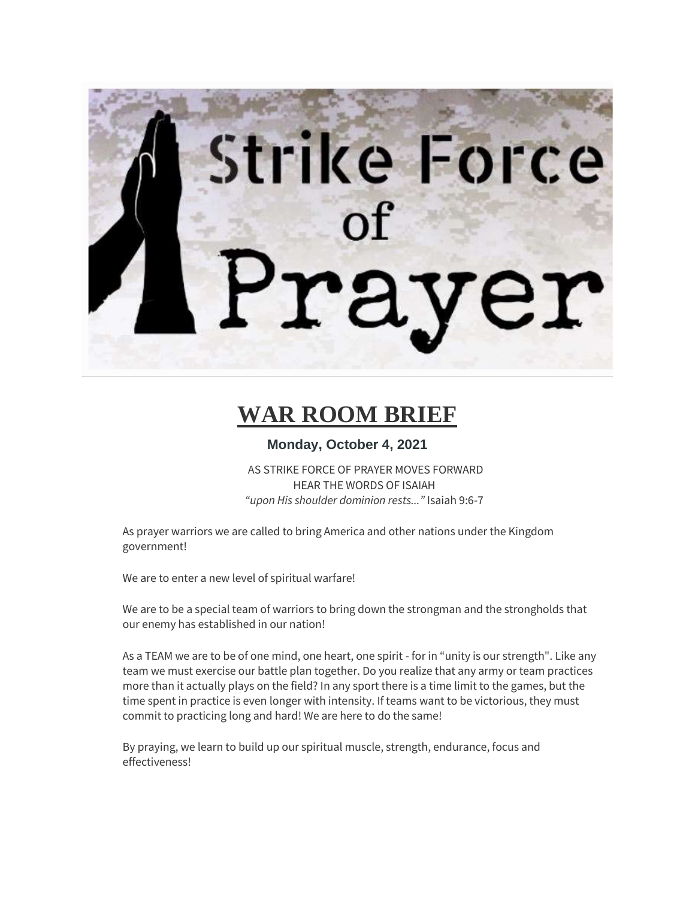# Strike Force of Prayer

## WAR ROOM BRIEF

**Monday, October 4, 2021**

AS STRIKE FORCE OF PRAYER MOVES FORWARD
HEAR THE WORDS OF ISAIAH
*"upon His shoulder dominion rests..."* Isaiah 9:6-7

As prayer warriors we are called to bring America and other nations under the Kingdom government!

We are to enter a new level of spiritual warfare!

We are to be a special team of warriors to bring down the strongman and the strongholds that our enemy has established in our nation!

As a TEAM we are to be of one mind, one heart, one spirit - for in "unity is our strength". Like any team we must exercise our battle plan together. Do you realize that any army or team practices more than it actually plays on the field? In any sport there is a time limit to the games, but the time spent in practice is even longer with intensity. If teams want to be victorious, they must commit to practicing long and hard! We are here to do the same!

By praying, we learn to build up our spiritual muscle, strength, endurance, focus and effectiveness!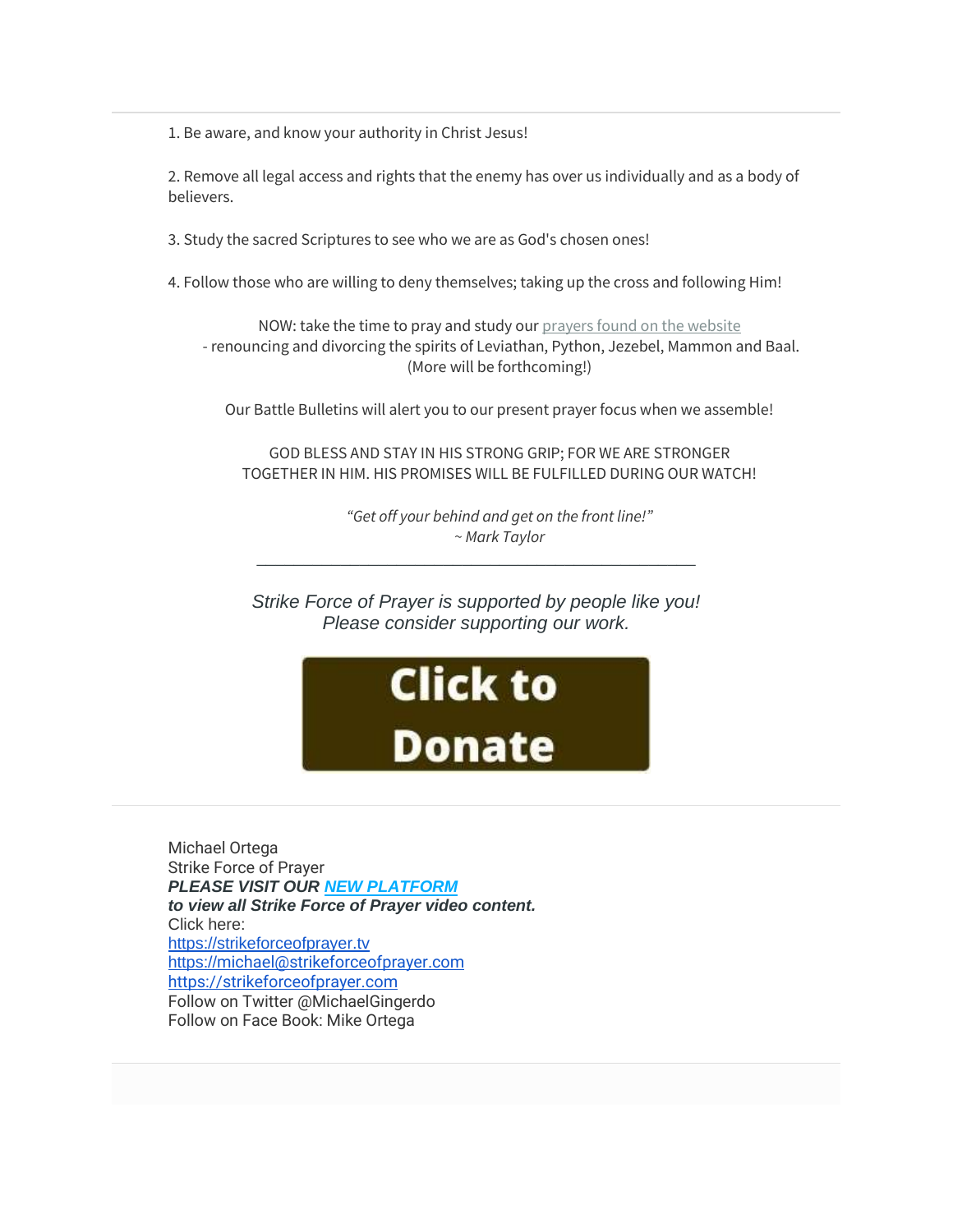1. Be aware, and know your authority in Christ Jesus!

2. Remove all legal access and rights that the enemy has over us individually and as a body of believers.

3. Study the sacred Scriptures to see who we are as God's chosen ones!

4. Follow those who are willing to deny themselves; taking up the cross and following Him!

NOW: take the time to pray and study our prayers found on the website - renouncing and divorcing the spirits of Leviathan, Python, Jezebel, Mammon and Baal. (More will be forthcoming!)

Our Battle Bulletins will alert you to our present prayer focus when we assemble!

GOD BLESS AND STAY IN HIS STRONG GRIP; FOR WE ARE STRONGER TOGETHER IN HIM. HIS PROMISES WILL BE FULFILLED DURING OUR WATCH!

*"Get off your behind and get on the front line!"*
*~ Mark Taylor*

---

*Strike Force of Prayer is supported by people like you!*
*Please consider supporting our work.*

Click to Donate

---

Michael Ortega
Strike Force of Prayer
***PLEASE VISIT OUR NEW PLATFORM***
***to view all Strike Force of Prayer video content.***
Click here:
https://strikeforceofprayer.tv
https://michael@strikeforceofprayer.com
https://strikeforceofprayer.com
Follow on Twitter @MichaelGingerdo
Follow on Face Book: Mike Ortega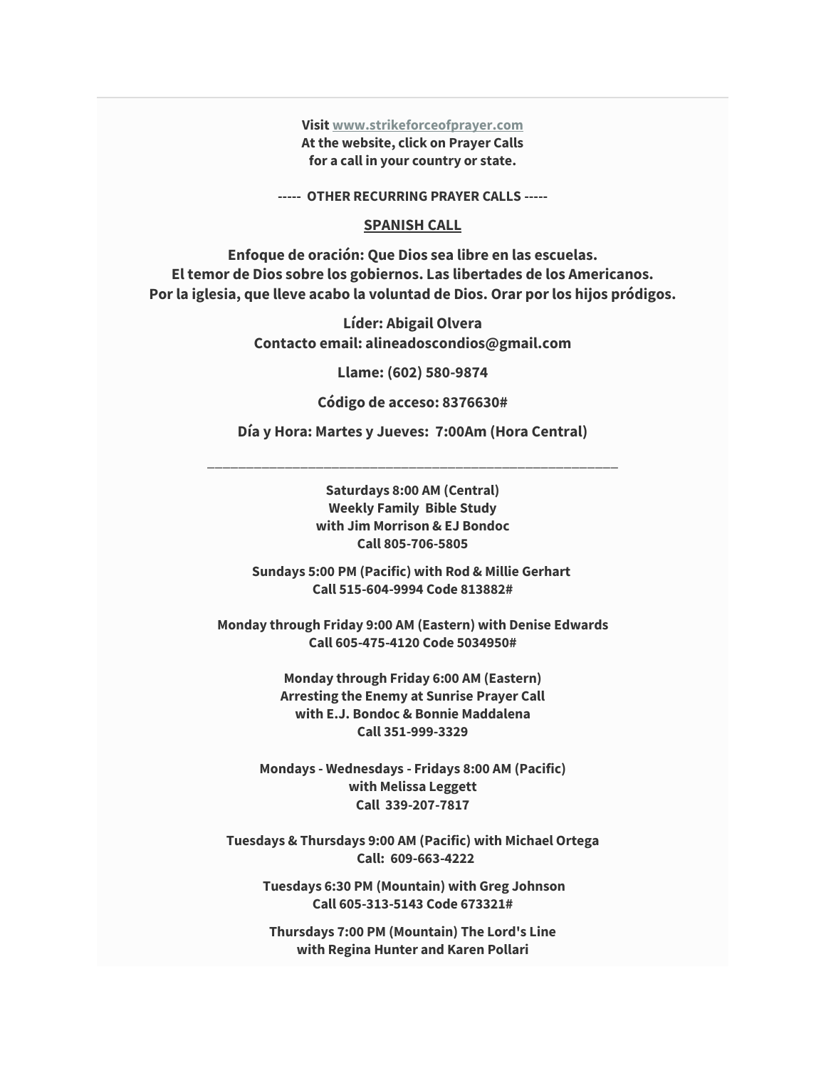**Visit [www.strikeforceofprayer.com](http://www.strikeforceofprayer.com)**
**At the website, click on Prayer Calls**
**for a call in your country or state.**

**----- OTHER RECURRING PRAYER CALLS -----**

## SPANISH CALL

**Enfoque de oración: Que Dios sea libre en las escuelas.**
**El temor de Dios sobre los gobiernos. Las libertades de los Americanos.**
**Por la iglesia, que lleve acabo la voluntad de Dios. Orar por los hijos pródigos.**

**Líder: Abigail Olvera**
**Contacto email: alineadoscondios@gmail.com**

**Llame: (602) 580-9874**

**Código de acceso: 8376630#**

**Día y Hora: Martes y Jueves: 7:00Am (Hora Central)**

---

**Saturdays 8:00 AM (Central)**
**Weekly Family Bible Study**
**with Jim Morrison & EJ Bondoc**
**Call 805-706-5805**

**Sundays 5:00 PM (Pacific) with Rod & Millie Gerhart**
**Call 515-604-9994 Code 813882#**

**Monday through Friday 9:00 AM (Eastern) with Denise Edwards**
**Call 605-475-4120 Code 5034950#**

**Monday through Friday 6:00 AM (Eastern)**
**Arresting the Enemy at Sunrise Prayer Call**
**with E.J. Bondoc & Bonnie Maddalena**
**Call 351-999-3329**

**Mondays - Wednesdays - Fridays 8:00 AM (Pacific)**
**with Melissa Leggett**
**Call 339-207-7817**

**Tuesdays & Thursdays 9:00 AM (Pacific) with Michael Ortega**
**Call: 609-663-4222**

**Tuesdays 6:30 PM (Mountain) with Greg Johnson**
**Call 605-313-5143 Code 673321#**

**Thursdays 7:00 PM (Mountain) The Lord's Line**
**with Regina Hunter and Karen Pollari**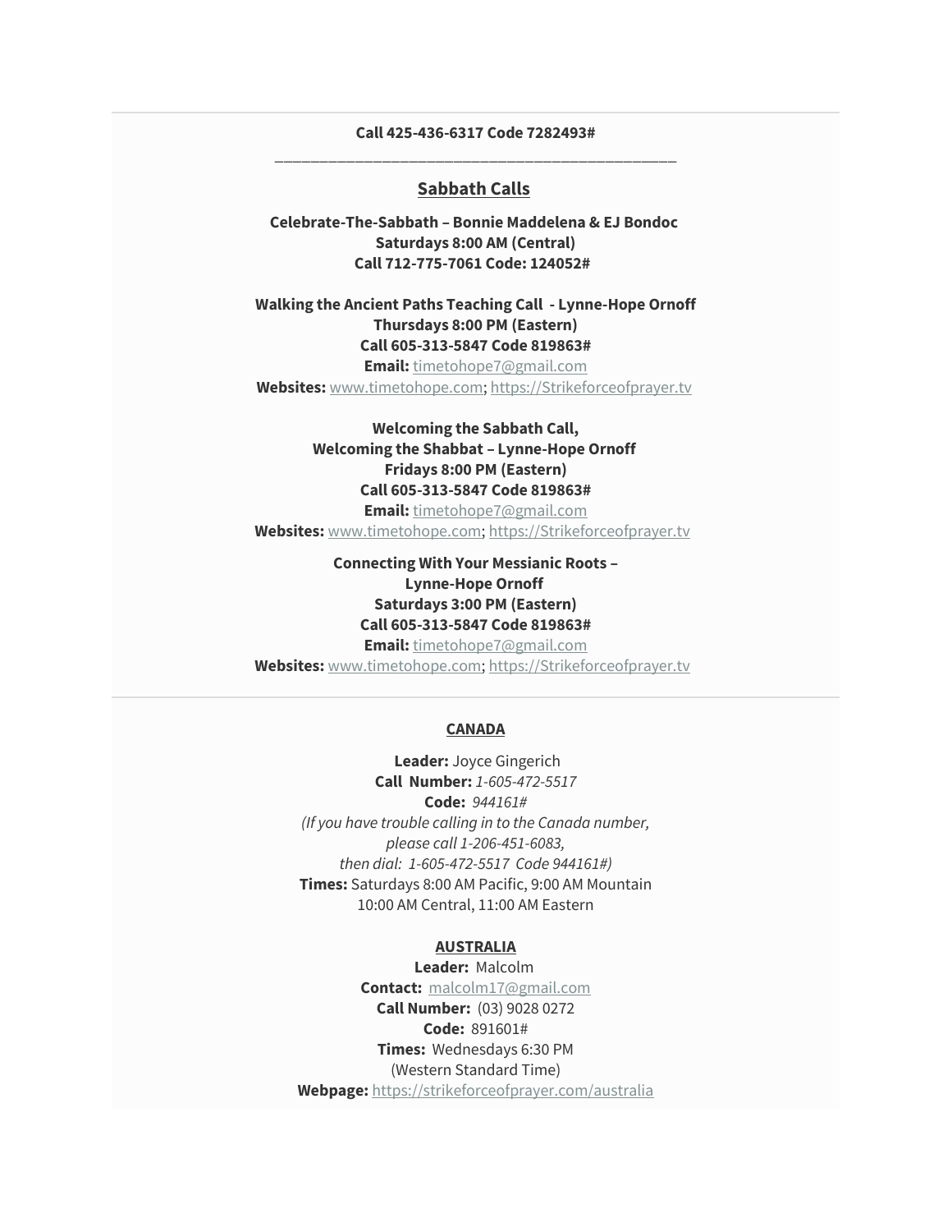**Call 425-436-6317 Code 7282493#**

_____________________________________________

## Sabbath Calls

**Celebrate-The-Sabbath – Bonnie Maddelena & EJ Bondoc**
**Saturdays 8:00 AM (Central)**
**Call 712-775-7061 Code: 124052#**

**Walking the Ancient Paths Teaching Call - Lynne-Hope Ornoff**
**Thursdays 8:00 PM (Eastern)**
**Call 605-313-5847 Code 819863#**
**Email:** timetohope7@gmail.com
**Websites:** www.timetohope.com; https://Strikeforceofprayer.tv

**Welcoming the Sabbath Call,**
**Welcoming the Shabbat – Lynne-Hope Ornoff**
**Fridays 8:00 PM (Eastern)**
**Call 605-313-5847 Code 819863#**
**Email:** timetohope7@gmail.com
**Websites:** www.timetohope.com; https://Strikeforceofprayer.tv

**Connecting With Your Messianic Roots –**
**Lynne-Hope Ornoff**
**Saturdays 3:00 PM (Eastern)**
**Call 605-313-5847 Code 819863#**
**Email:** timetohope7@gmail.com
**Websites:** www.timetohope.com; https://Strikeforceofprayer.tv

---

## CANADA

**Leader:** Joyce Gingerich
**Call Number:** *1-605-472-5517*
**Code:** *944161#*
*(If you have trouble calling in to the Canada number, please call 1-206-451-6083, then dial: 1-605-472-5517 Code 944161#)*
**Times:** Saturdays 8:00 AM Pacific, 9:00 AM Mountain 10:00 AM Central, 11:00 AM Eastern

## AUSTRALIA

**Leader:** Malcolm
**Contact:** malcolm17@gmail.com
**Call Number:** (03) 9028 0272
**Code:** 891601#
**Times:** Wednesdays 6:30 PM (Western Standard Time)
**Webpage:** https://strikeforceofprayer.com/australia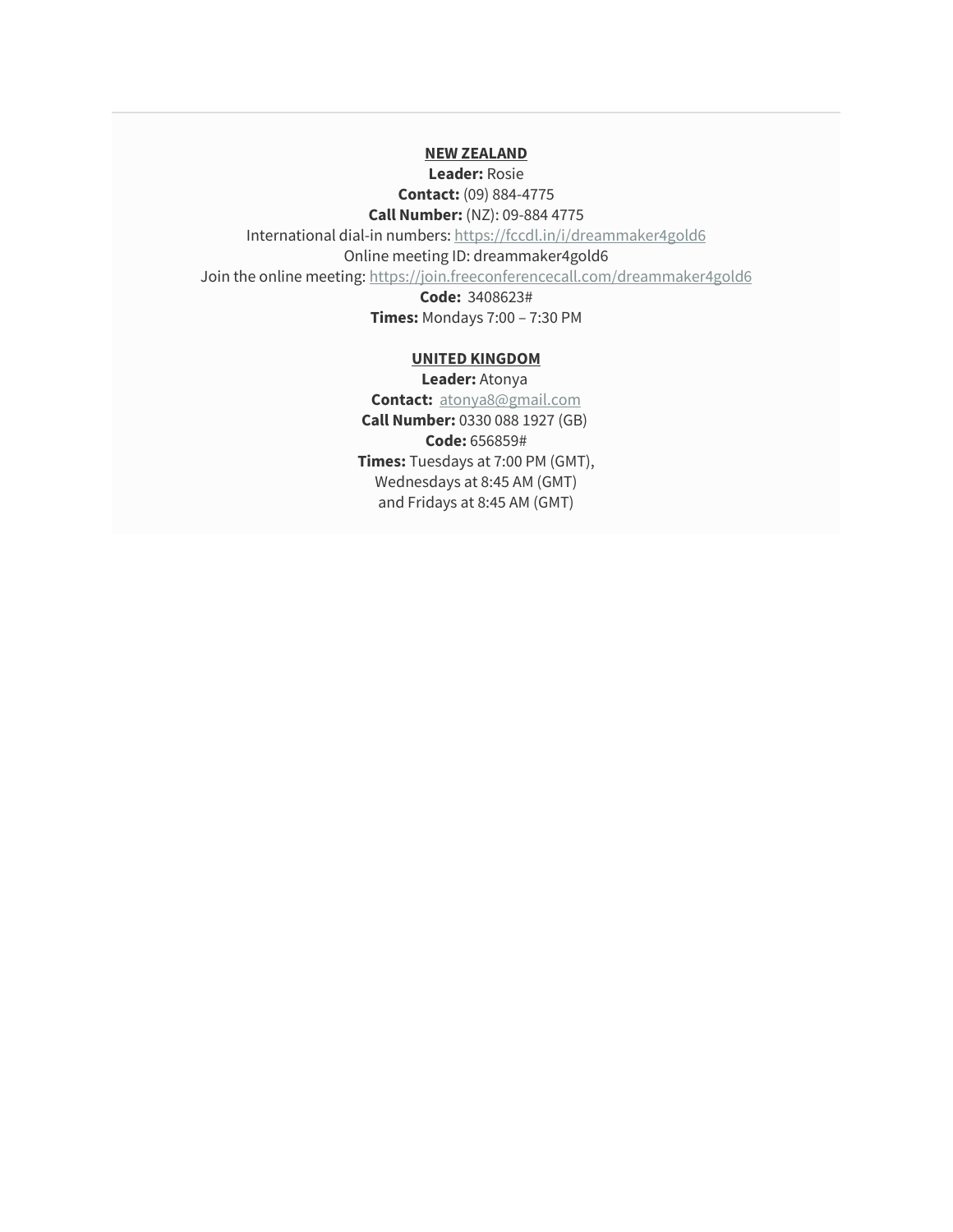**NEW ZEALAND**

**Leader:** Rosie
**Contact:** (09) 884-4775
**Call Number:** (NZ): 09-884 4775
International dial-in numbers: https://fccdl.in/i/dreammaker4gold6
Online meeting ID: dreammaker4gold6
Join the online meeting: https://join.freeconferencecall.com/dreammaker4gold6
**Code:** 3408623#
**Times:** Mondays 7:00 – 7:30 PM

**UNITED KINGDOM**

**Leader:** Atonya
**Contact:** atonya8@gmail.com
**Call Number:** 0330 088 1927 (GB)
**Code:** 656859#
**Times:** Tuesdays at 7:00 PM (GMT),
Wednesdays at 8:45 AM (GMT)
and Fridays at 8:45 AM (GMT)